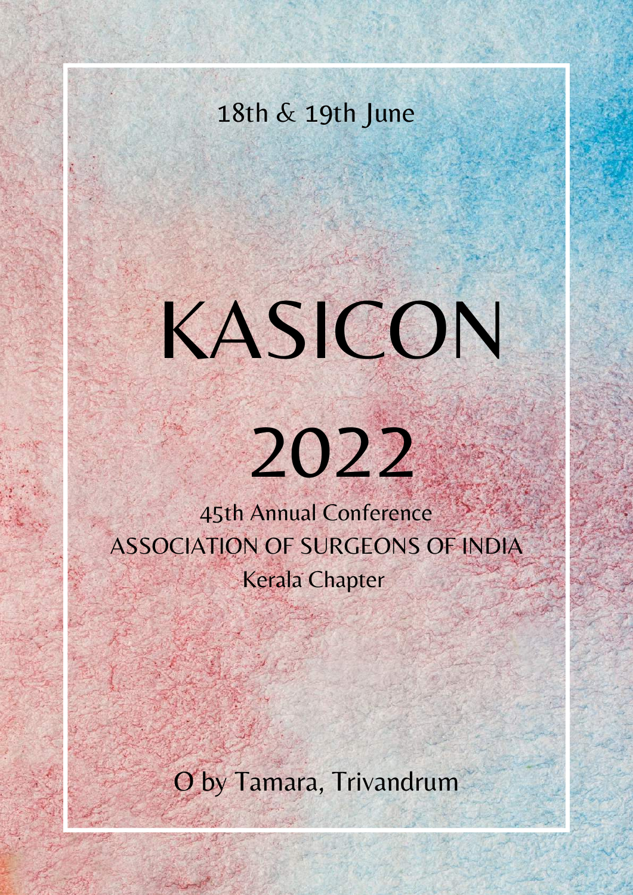18th & 19th June

# KASICON

# 2022

45th Annual Conference

ASSOCIATION OF SURGEONS OF INDIA

Kerala Chapter

O by Tamara, Trivandrum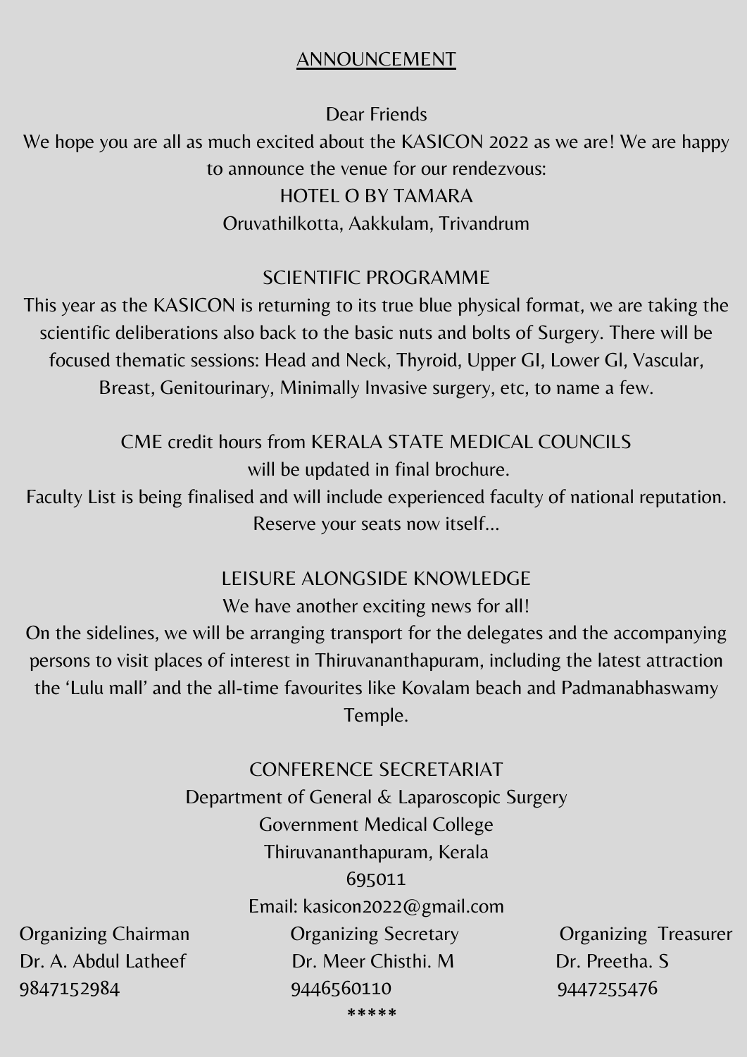# ANNOUNCEMENT

Dear Friends

We hope you are all as much excited about the KASICON 2022 as we are! We are happy to announce the venue for our rendezvous:

HOTEL O BY TAMARA

Oruvathilkotta, Aakkulam, Trivandrum

## SCIENTIFIC PROGRAMME

This year as the KASICON is returning to its true blue physical format, we are taking the scientific deliberations also back to the basic nuts and bolts of Surgery. There will be focused thematic sessions: Head and Neck, Thyroid, Upper GI, Lower GI, Vascular, Breast, Genitourinary, Minimally Invasive surgery, etc, to name a few.

CME credit hours from KERALA STATE MEDICAL COUNCILS will be updated in final brochure.

Faculty List is being finalised and will include experienced faculty of national reputation.

Reserve your seats now itself...

## LEISURE ALONGSIDE KNOWLEDGE

We have another exciting news for all!

On the sidelines, we will be arranging transport for the delegates and the accompanying persons to visit places of interest in Thiruvananthapuram, including the latest attraction the 'Lulu mall' and the all-time favourites like Kovalam beach and Padmanabhaswamy Temple.

## CONFERENCE SECRETARIAT

Department of General & Laparoscopic Surgery

Government Medical College

Thiruvananthapuram, Kerala

695011

Email: kasicon2022@gmail.com

| Organizing Chairman | Organizing Secretary | Organizing Treasurer |
|---|---|---|
| Dr. A. Abdul Latheef | Dr. Meer Chisthi. M | Dr. Preetha. S |
| 9847152984 | 9446560110 | 9447255476 |

*****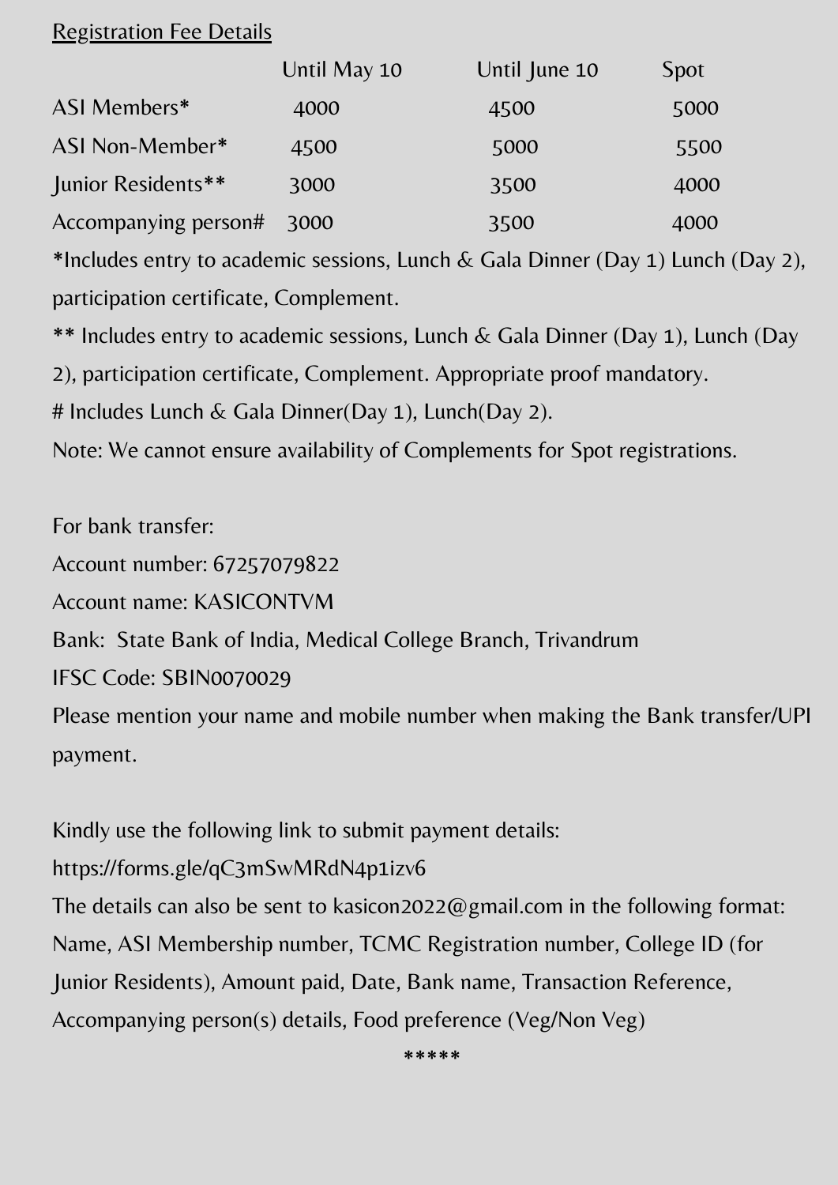<u>Registration Fee Details</u>

| | Until May 10 | Until June 10 | Spot |
|---|---|---|---|
| ASI Members* | 4000 | 4500 | 5000 |
| ASI Non-Member* | 4500 | 5000 | 5500 |
| Junior Residents** | 3000 | 3500 | 4000 |
| Accompanying person# | 3000 | 3500 | 4000 |

*Includes entry to academic sessions, Lunch & Gala Dinner (Day 1) Lunch (Day 2), participation certificate, Complement.

** Includes entry to academic sessions, Lunch & Gala Dinner (Day 1), Lunch (Day 2), participation certificate, Complement. Appropriate proof mandatory.

# Includes Lunch & Gala Dinner(Day 1), Lunch(Day 2).

Note: We cannot ensure availability of Complements for Spot registrations.

For bank transfer:

Account number: 67257079822

Account name: KASICONTVM

Bank: State Bank of India, Medical College Branch, Trivandrum

IFSC Code: SBIN0070029

Please mention your name and mobile number when making the Bank transfer/UPI payment.

Kindly use the following link to submit payment details:

https://forms.gle/qC3mSwMRdN4p1izv6

The details can also be sent to kasicon2022@gmail.com in the following format: Name, ASI Membership number, TCMC Registration number, College ID (for Junior Residents), Amount paid, Date, Bank name, Transaction Reference, Accompanying person(s) details, Food preference (Veg/Non Veg)

*****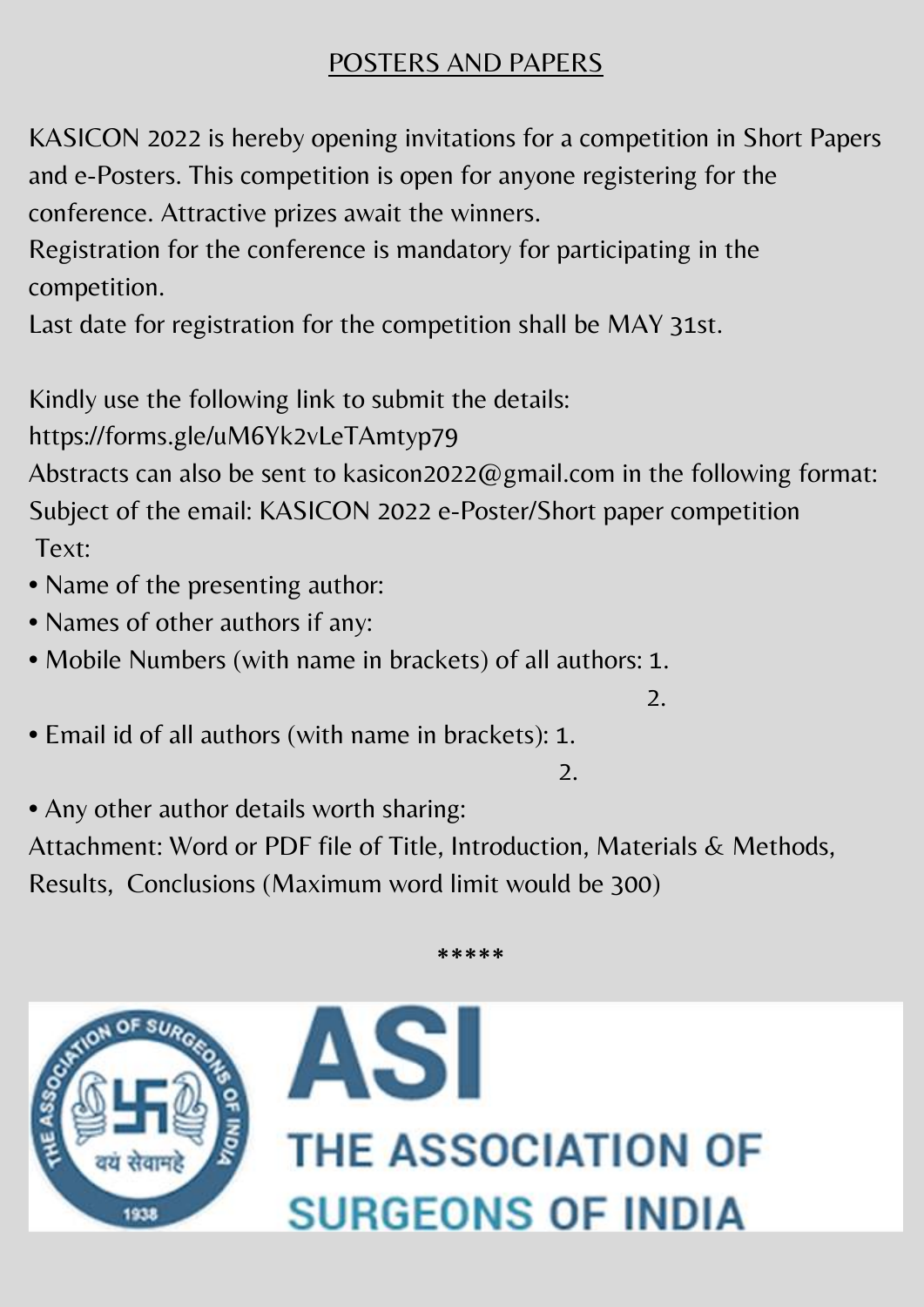## POSTERS AND PAPERS

KASICON 2022 is hereby opening invitations for a competition in Short Papers and e-Posters. This competition is open for anyone registering for the conference. Attractive prizes await the winners.
Registration for the conference is mandatory for participating in the competition.
Last date for registration for the competition shall be MAY 31st.

Kindly use the following link to submit the details:
https://forms.gle/uM6Yk2vLeTAmtyp79
Abstracts can also be sent to kasicon2022@gmail.com in the following format:
Subject of the email: KASICON 2022 e-Poster/Short paper competition
Text:

- Name of the presenting author:
- Names of other authors if any:
- Mobile Numbers (with name in brackets) of all authors: 1.
  2.
- Email id of all authors (with name in brackets): 1.
  2.
- Any other author details worth sharing:

Attachment: Word or PDF file of Title, Introduction, Materials & Methods, Results, Conclusions (Maximum word limit would be 300)

*****

THE ASSOCIATION OF SURGEONS OF INDIA 1938 वयं सेवामहे

ASI
THE ASSOCIATION OF SURGEONS OF INDIA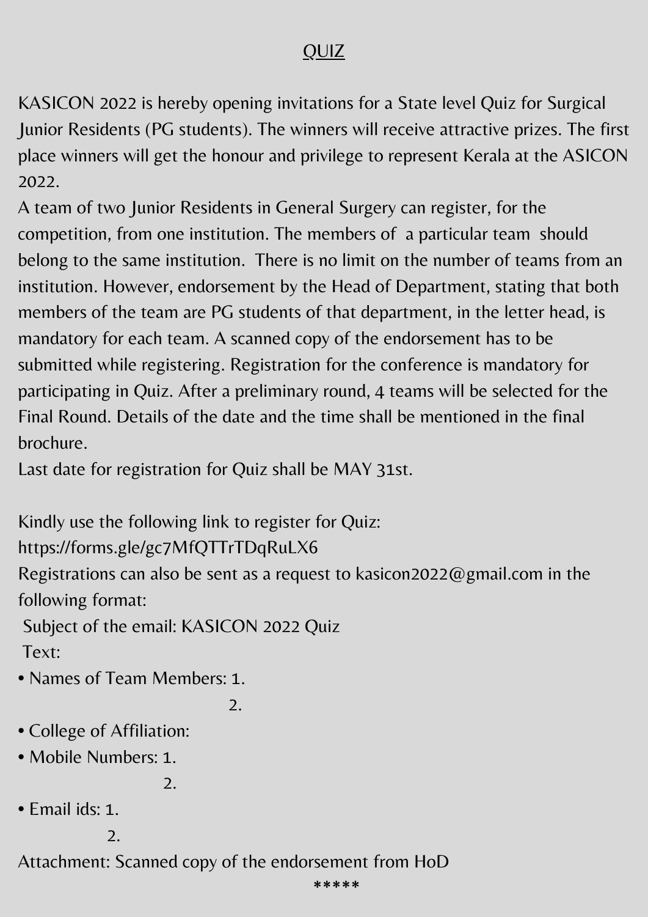# QUIZ

KASICON 2022 is hereby opening invitations for a State level Quiz for Surgical Junior Residents (PG students). The winners will receive attractive prizes. The first place winners will get the honour and privilege to represent Kerala at the ASICON 2022.

A team of two Junior Residents in General Surgery can register, for the competition, from one institution. The members of a particular team should belong to the same institution. There is no limit on the number of teams from an institution. However, endorsement by the Head of Department, stating that both members of the team are PG students of that department, in the letter head, is mandatory for each team. A scanned copy of the endorsement has to be submitted while registering. Registration for the conference is mandatory for participating in Quiz. After a preliminary round, 4 teams will be selected for the Final Round. Details of the date and the time shall be mentioned in the final brochure.

Last date for registration for Quiz shall be MAY 31st.

Kindly use the following link to register for Quiz:
https://forms.gle/gc7MfQTTrTDqRuLX6

Registrations can also be sent as a request to kasicon2022@gmail.com in the following format:

Subject of the email: KASICON 2022 Quiz

Text:

- Names of Team Members: 1.
  2.
- College of Affiliation:
- Mobile Numbers: 1.
  2.
- Email ids: 1.
  2.

Attachment: Scanned copy of the endorsement from HoD

*****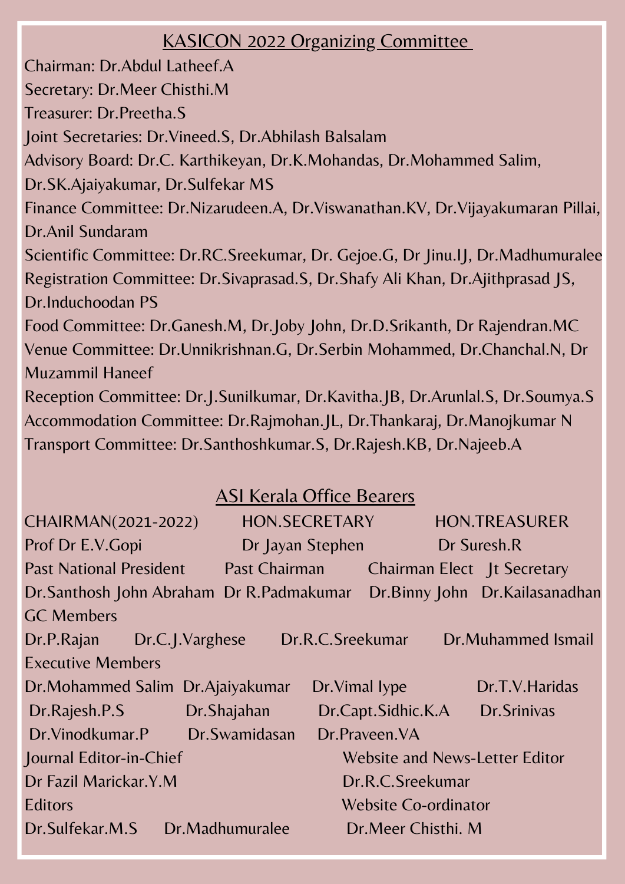## KASICON 2022 Organizing Committee

Chairman: Dr.Abdul Latheef.A
Secretary: Dr.Meer Chisthi.M
Treasurer: Dr.Preetha.S
Joint Secretaries: Dr.Vineed.S, Dr.Abhilash Balsalam
Advisory Board: Dr.C. Karthikeyan, Dr.K.Mohandas, Dr.Mohammed Salim, Dr.SK.Ajaiyakumar, Dr.Sulfekar MS
Finance Committee: Dr.Nizarudeen.A, Dr.Viswanathan.KV, Dr.Vijayakumaran Pillai, Dr.Anil Sundaram
Scientific Committee: Dr.RC.Sreekumar, Dr. Gejoe.G, Dr Jinu.IJ, Dr.Madhumuralee
Registration Committee: Dr.Sivaprasad.S, Dr.Shafy Ali Khan, Dr.Ajithprasad JS, Dr.Induchoodan PS
Food Committee: Dr.Ganesh.M, Dr.Joby John, Dr.D.Srikanth, Dr Rajendran.MC
Venue Committee: Dr.Unnikrishnan.G, Dr.Serbin Mohammed, Dr.Chanchal.N, Dr Muzammil Haneef
Reception Committee: Dr.J.Sunilkumar, Dr.Kavitha.JB, Dr.Arunlal.S, Dr.Soumya.S
Accommodation Committee: Dr.Rajmohan.JL, Dr.Thankaraj, Dr.Manojkumar N
Transport Committee: Dr.Santhoshkumar.S, Dr.Rajesh.KB, Dr.Najeeb.A

## ASI Kerala Office Bearers

CHAIRMAN(2021-2022): Prof Dr E.V.Gopi
HON.SECRETARY: Dr Jayan Stephen
HON.TREASURER: Dr Suresh.R

Past National President: Dr.Santhosh John Abraham
Past Chairman: Dr R.Padmakumar
Chairman Elect: Dr.Binny John
Jt Secretary: Dr.Kailasanadhan

GC Members

Dr.P.Rajan, Dr.C.J.Varghese, Dr.R.C.Sreekumar, Dr.Muhammed Ismail

Executive Members

Dr.Mohammed Salim, Dr.Ajaiyakumar, Dr.Vimal Iype, Dr.T.V.Haridas, Dr.Rajesh.P.S, Dr.Shajahan, Dr.Capt.Sidhic.K.A, Dr.Srinivas, Dr.Vinodkumar.P, Dr.Swamidasan, Dr.Praveen.VA

Journal Editor-in-Chief: Dr Fazil Marickar.Y.M
Website and News-Letter Editor: Dr.R.C.Sreekumar

Editors: Dr.Sulfekar.M.S, Dr.Madhumuralee
Website Co-ordinator: Dr.Meer Chisthi. M